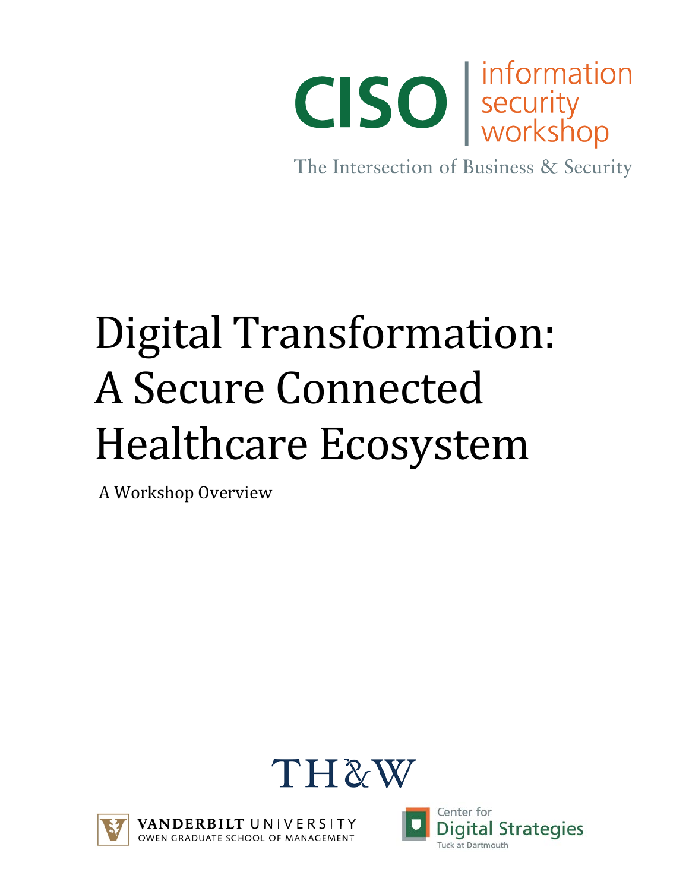CISO | information security workshop

The Intersection of Business & Security

# Digital Transformation: A Secure Connected Healthcare Ecosystem

A Workshop Overview

TH&W

VANDERBILT UNIVERSITY
OWEN GRADUATE SCHOOL OF MANAGEMENT

Center for Digital Strategies
Tuck at Dartmouth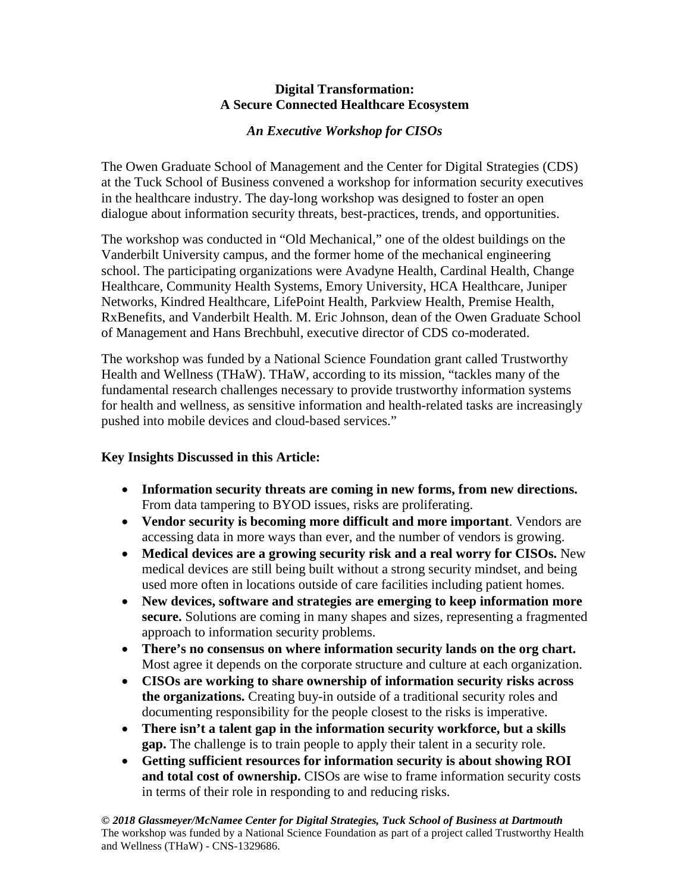**Digital Transformation:**
**A Secure Connected Healthcare Ecosystem**

***An Executive Workshop for CISOs***

The Owen Graduate School of Management and the Center for Digital Strategies (CDS) at the Tuck School of Business convened a workshop for information security executives in the healthcare industry. The day-long workshop was designed to foster an open dialogue about information security threats, best-practices, trends, and opportunities.

The workshop was conducted in "Old Mechanical," one of the oldest buildings on the Vanderbilt University campus, and the former home of the mechanical engineering school. The participating organizations were Avadyne Health, Cardinal Health, Change Healthcare, Community Health Systems, Emory University, HCA Healthcare, Juniper Networks, Kindred Healthcare, LifePoint Health, Parkview Health, Premise Health, RxBenefits, and Vanderbilt Health. M. Eric Johnson, dean of the Owen Graduate School of Management and Hans Brechbuhl, executive director of CDS co-moderated.

The workshop was funded by a National Science Foundation grant called Trustworthy Health and Wellness (THaW). THaW, according to its mission, "tackles many of the fundamental research challenges necessary to provide trustworthy information systems for health and wellness, as sensitive information and health-related tasks are increasingly pushed into mobile devices and cloud-based services."

**Key Insights Discussed in this Article:**

- **Information security threats are coming in new forms, from new directions.** From data tampering to BYOD issues, risks are proliferating.
- **Vendor security is becoming more difficult and more important**. Vendors are accessing data in more ways than ever, and the number of vendors is growing.
- **Medical devices are a growing security risk and a real worry for CISOs.** New medical devices are still being built without a strong security mindset, and being used more often in locations outside of care facilities including patient homes.
- **New devices, software and strategies are emerging to keep information more secure.** Solutions are coming in many shapes and sizes, representing a fragmented approach to information security problems.
- **There's no consensus on where information security lands on the org chart.** Most agree it depends on the corporate structure and culture at each organization.
- **CISOs are working to share ownership of information security risks across the organizations.** Creating buy-in outside of a traditional security roles and documenting responsibility for the people closest to the risks is imperative.
- **There isn't a talent gap in the information security workforce, but a skills gap.** The challenge is to train people to apply their talent in a security role.
- **Getting sufficient resources for information security is about showing ROI and total cost of ownership.** CISOs are wise to frame information security costs in terms of their role in responding to and reducing risks.

***© 2018 Glassmeyer/McNamee Center for Digital Strategies, Tuck School of Business at Dartmouth***
The workshop was funded by a National Science Foundation as part of a project called Trustworthy Health and Wellness (THaW) - CNS-1329686.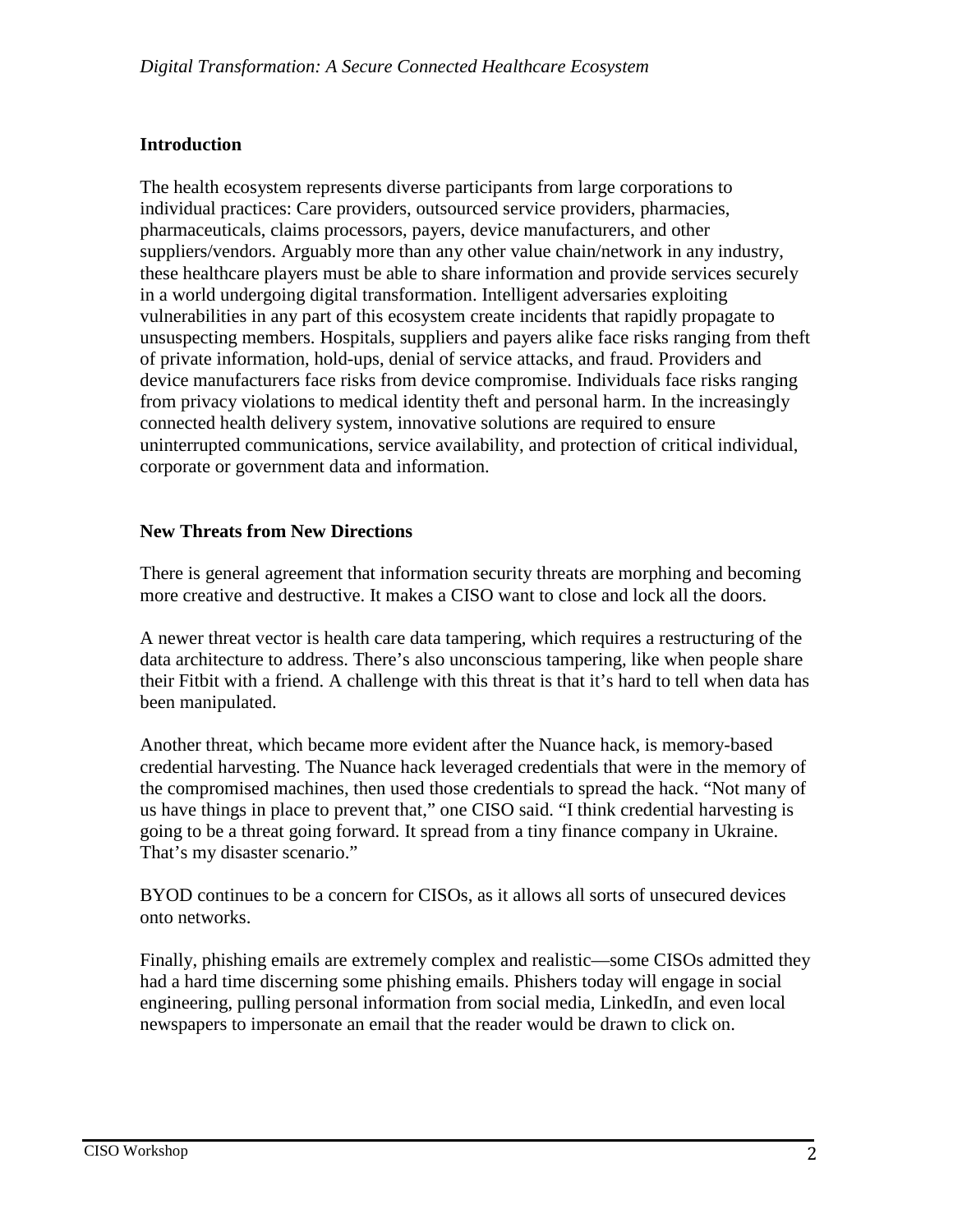## Introduction

The health ecosystem represents diverse participants from large corporations to individual practices: Care providers, outsourced service providers, pharmacies, pharmaceuticals, claims processors, payers, device manufacturers, and other suppliers/vendors. Arguably more than any other value chain/network in any industry, these healthcare players must be able to share information and provide services securely in a world undergoing digital transformation. Intelligent adversaries exploiting vulnerabilities in any part of this ecosystem create incidents that rapidly propagate to unsuspecting members. Hospitals, suppliers and payers alike face risks ranging from theft of private information, hold-ups, denial of service attacks, and fraud. Providers and device manufacturers face risks from device compromise. Individuals face risks ranging from privacy violations to medical identity theft and personal harm. In the increasingly connected health delivery system, innovative solutions are required to ensure uninterrupted communications, service availability, and protection of critical individual, corporate or government data and information.

## New Threats from New Directions

There is general agreement that information security threats are morphing and becoming more creative and destructive. It makes a CISO want to close and lock all the doors.

A newer threat vector is health care data tampering, which requires a restructuring of the data architecture to address. There's also unconscious tampering, like when people share their Fitbit with a friend. A challenge with this threat is that it's hard to tell when data has been manipulated.

Another threat, which became more evident after the Nuance hack, is memory-based credential harvesting. The Nuance hack leveraged credentials that were in the memory of the compromised machines, then used those credentials to spread the hack. "Not many of us have things in place to prevent that," one CISO said. "I think credential harvesting is going to be a threat going forward. It spread from a tiny finance company in Ukraine. That's my disaster scenario."

BYOD continues to be a concern for CISOs, as it allows all sorts of unsecured devices onto networks.

Finally, phishing emails are extremely complex and realistic—some CISOs admitted they had a hard time discerning some phishing emails. Phishers today will engage in social engineering, pulling personal information from social media, LinkedIn, and even local newspapers to impersonate an email that the reader would be drawn to click on.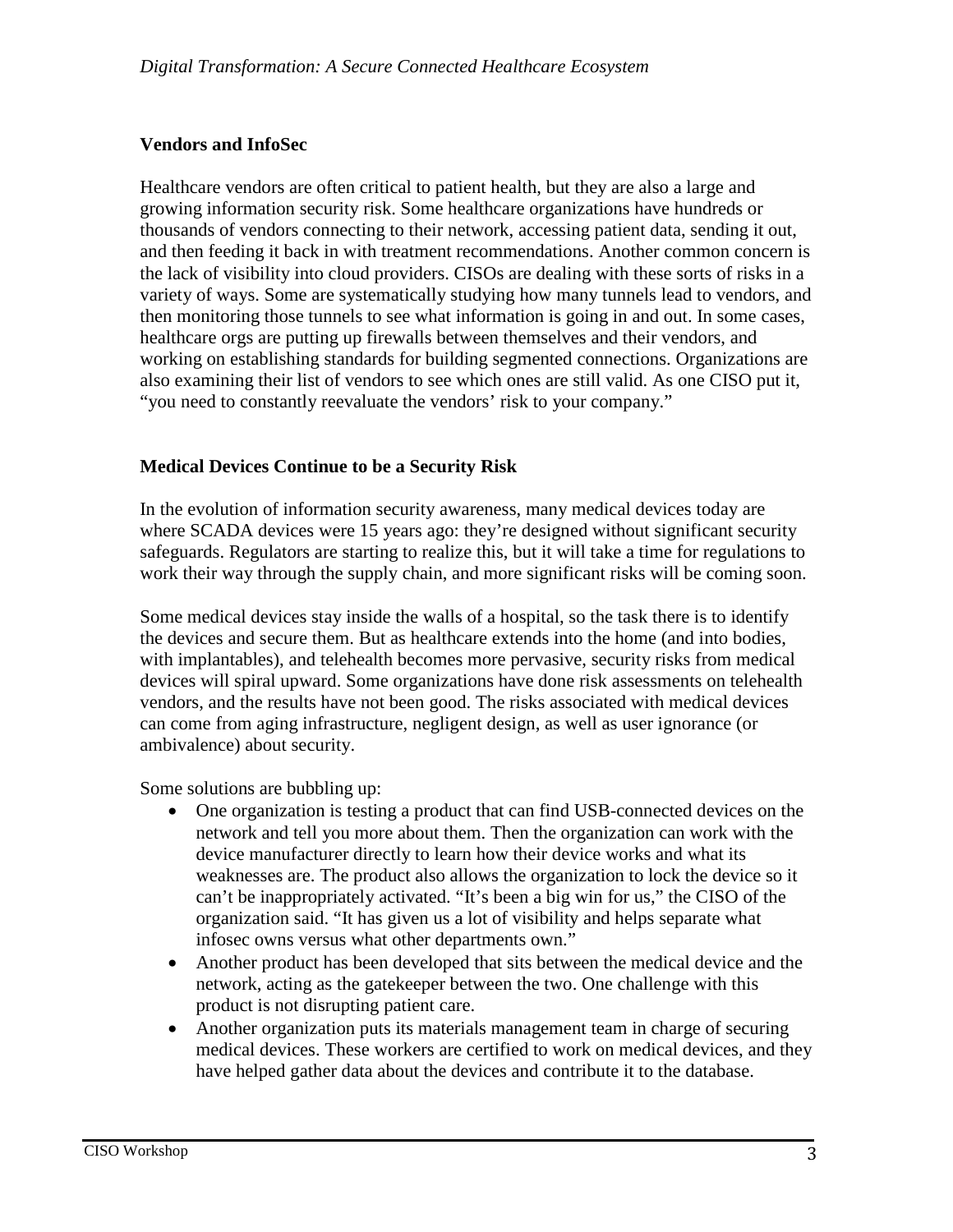## Vendors and InfoSec

Healthcare vendors are often critical to patient health, but they are also a large and growing information security risk. Some healthcare organizations have hundreds or thousands of vendors connecting to their network, accessing patient data, sending it out, and then feeding it back in with treatment recommendations. Another common concern is the lack of visibility into cloud providers. CISOs are dealing with these sorts of risks in a variety of ways. Some are systematically studying how many tunnels lead to vendors, and then monitoring those tunnels to see what information is going in and out. In some cases, healthcare orgs are putting up firewalls between themselves and their vendors, and working on establishing standards for building segmented connections. Organizations are also examining their list of vendors to see which ones are still valid. As one CISO put it, "you need to constantly reevaluate the vendors' risk to your company."

## Medical Devices Continue to be a Security Risk

In the evolution of information security awareness, many medical devices today are where SCADA devices were 15 years ago: they're designed without significant security safeguards. Regulators are starting to realize this, but it will take a time for regulations to work their way through the supply chain, and more significant risks will be coming soon.

Some medical devices stay inside the walls of a hospital, so the task there is to identify the devices and secure them. But as healthcare extends into the home (and into bodies, with implantables), and telehealth becomes more pervasive, security risks from medical devices will spiral upward. Some organizations have done risk assessments on telehealth vendors, and the results have not been good. The risks associated with medical devices can come from aging infrastructure, negligent design, as well as user ignorance (or ambivalence) about security.

Some solutions are bubbling up:

- One organization is testing a product that can find USB-connected devices on the network and tell you more about them. Then the organization can work with the device manufacturer directly to learn how their device works and what its weaknesses are. The product also allows the organization to lock the device so it can't be inappropriately activated. "It's been a big win for us," the CISO of the organization said. "It has given us a lot of visibility and helps separate what infosec owns versus what other departments own."
- Another product has been developed that sits between the medical device and the network, acting as the gatekeeper between the two. One challenge with this product is not disrupting patient care.
- Another organization puts its materials management team in charge of securing medical devices. These workers are certified to work on medical devices, and they have helped gather data about the devices and contribute it to the database.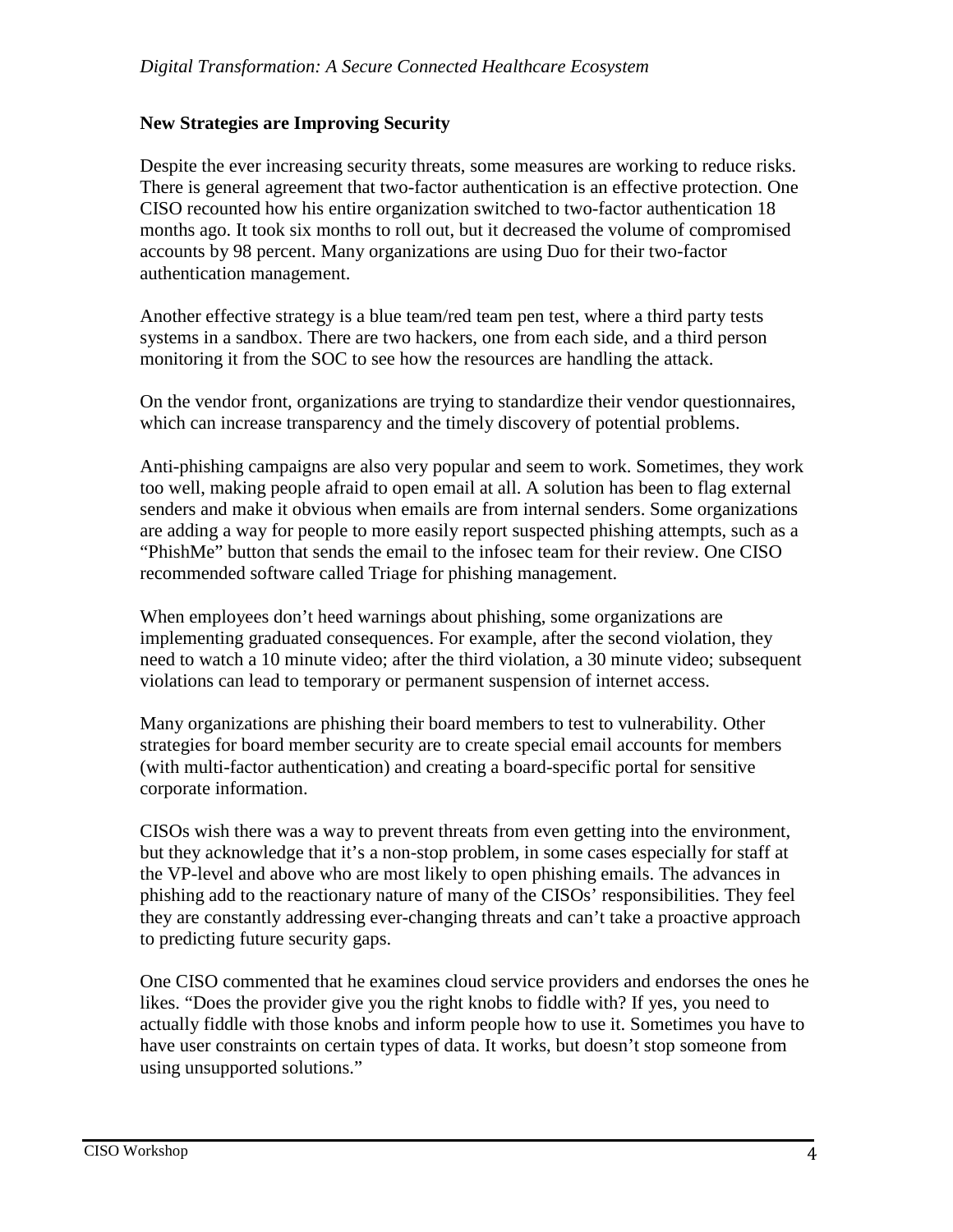**New Strategies are Improving Security**

Despite the ever increasing security threats, some measures are working to reduce risks. There is general agreement that two-factor authentication is an effective protection. One CISO recounted how his entire organization switched to two-factor authentication 18 months ago. It took six months to roll out, but it decreased the volume of compromised accounts by 98 percent. Many organizations are using Duo for their two-factor authentication management.

Another effective strategy is a blue team/red team pen test, where a third party tests systems in a sandbox. There are two hackers, one from each side, and a third person monitoring it from the SOC to see how the resources are handling the attack.

On the vendor front, organizations are trying to standardize their vendor questionnaires, which can increase transparency and the timely discovery of potential problems.

Anti-phishing campaigns are also very popular and seem to work. Sometimes, they work too well, making people afraid to open email at all. A solution has been to flag external senders and make it obvious when emails are from internal senders. Some organizations are adding a way for people to more easily report suspected phishing attempts, such as a "PhishMe" button that sends the email to the infosec team for their review. One CISO recommended software called Triage for phishing management.

When employees don't heed warnings about phishing, some organizations are implementing graduated consequences. For example, after the second violation, they need to watch a 10 minute video; after the third violation, a 30 minute video; subsequent violations can lead to temporary or permanent suspension of internet access.

Many organizations are phishing their board members to test to vulnerability. Other strategies for board member security are to create special email accounts for members (with multi-factor authentication) and creating a board-specific portal for sensitive corporate information.

CISOs wish there was a way to prevent threats from even getting into the environment, but they acknowledge that it's a non-stop problem, in some cases especially for staff at the VP-level and above who are most likely to open phishing emails. The advances in phishing add to the reactionary nature of many of the CISOs' responsibilities. They feel they are constantly addressing ever-changing threats and can't take a proactive approach to predicting future security gaps.

One CISO commented that he examines cloud service providers and endorses the ones he likes. "Does the provider give you the right knobs to fiddle with? If yes, you need to actually fiddle with those knobs and inform people how to use it. Sometimes you have to have user constraints on certain types of data. It works, but doesn't stop someone from using unsupported solutions."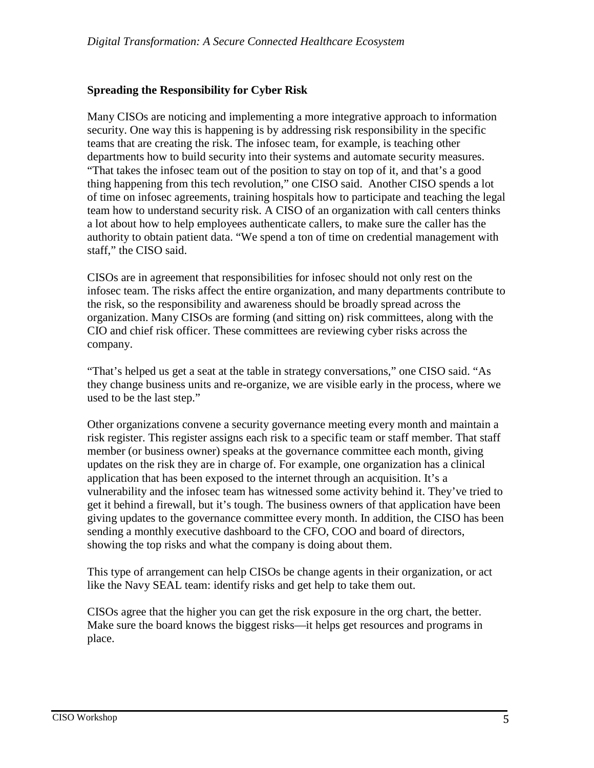## Spreading the Responsibility for Cyber Risk

Many CISOs are noticing and implementing a more integrative approach to information security. One way this is happening is by addressing risk responsibility in the specific teams that are creating the risk. The infosec team, for example, is teaching other departments how to build security into their systems and automate security measures. "That takes the infosec team out of the position to stay on top of it, and that's a good thing happening from this tech revolution," one CISO said. Another CISO spends a lot of time on infosec agreements, training hospitals how to participate and teaching the legal team how to understand security risk. A CISO of an organization with call centers thinks a lot about how to help employees authenticate callers, to make sure the caller has the authority to obtain patient data. "We spend a ton of time on credential management with staff," the CISO said.

CISOs are in agreement that responsibilities for infosec should not only rest on the infosec team. The risks affect the entire organization, and many departments contribute to the risk, so the responsibility and awareness should be broadly spread across the organization. Many CISOs are forming (and sitting on) risk committees, along with the CIO and chief risk officer. These committees are reviewing cyber risks across the company.

"That's helped us get a seat at the table in strategy conversations," one CISO said. "As they change business units and re-organize, we are visible early in the process, where we used to be the last step."

Other organizations convene a security governance meeting every month and maintain a risk register. This register assigns each risk to a specific team or staff member. That staff member (or business owner) speaks at the governance committee each month, giving updates on the risk they are in charge of. For example, one organization has a clinical application that has been exposed to the internet through an acquisition. It's a vulnerability and the infosec team has witnessed some activity behind it. They've tried to get it behind a firewall, but it's tough. The business owners of that application have been giving updates to the governance committee every month. In addition, the CISO has been sending a monthly executive dashboard to the CFO, COO and board of directors, showing the top risks and what the company is doing about them.

This type of arrangement can help CISOs be change agents in their organization, or act like the Navy SEAL team: identify risks and get help to take them out.

CISOs agree that the higher you can get the risk exposure in the org chart, the better. Make sure the board knows the biggest risks—it helps get resources and programs in place.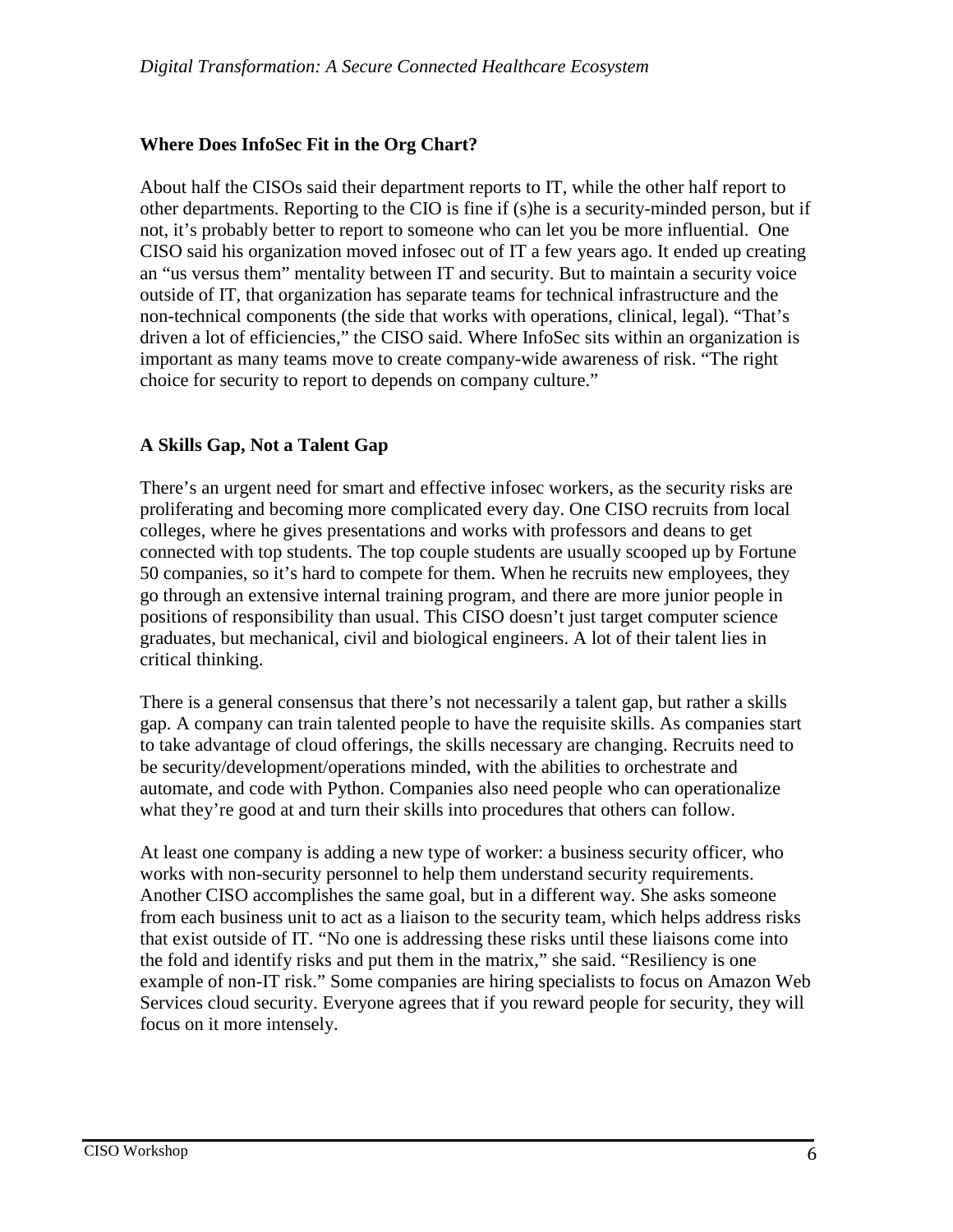## Where Does InfoSec Fit in the Org Chart?

About half the CISOs said their department reports to IT, while the other half report to other departments. Reporting to the CIO is fine if (s)he is a security-minded person, but if not, it's probably better to report to someone who can let you be more influential. One CISO said his organization moved infosec out of IT a few years ago. It ended up creating an "us versus them" mentality between IT and security. But to maintain a security voice outside of IT, that organization has separate teams for technical infrastructure and the non-technical components (the side that works with operations, clinical, legal). "That's driven a lot of efficiencies," the CISO said. Where InfoSec sits within an organization is important as many teams move to create company-wide awareness of risk. "The right choice for security to report to depends on company culture."

## A Skills Gap, Not a Talent Gap

There's an urgent need for smart and effective infosec workers, as the security risks are proliferating and becoming more complicated every day. One CISO recruits from local colleges, where he gives presentations and works with professors and deans to get connected with top students. The top couple students are usually scooped up by Fortune 50 companies, so it's hard to compete for them. When he recruits new employees, they go through an extensive internal training program, and there are more junior people in positions of responsibility than usual. This CISO doesn't just target computer science graduates, but mechanical, civil and biological engineers. A lot of their talent lies in critical thinking.

There is a general consensus that there's not necessarily a talent gap, but rather a skills gap. A company can train talented people to have the requisite skills. As companies start to take advantage of cloud offerings, the skills necessary are changing. Recruits need to be security/development/operations minded, with the abilities to orchestrate and automate, and code with Python. Companies also need people who can operationalize what they're good at and turn their skills into procedures that others can follow.

At least one company is adding a new type of worker: a business security officer, who works with non-security personnel to help them understand security requirements. Another CISO accomplishes the same goal, but in a different way. She asks someone from each business unit to act as a liaison to the security team, which helps address risks that exist outside of IT. "No one is addressing these risks until these liaisons come into the fold and identify risks and put them in the matrix," she said. "Resiliency is one example of non-IT risk." Some companies are hiring specialists to focus on Amazon Web Services cloud security. Everyone agrees that if you reward people for security, they will focus on it more intensely.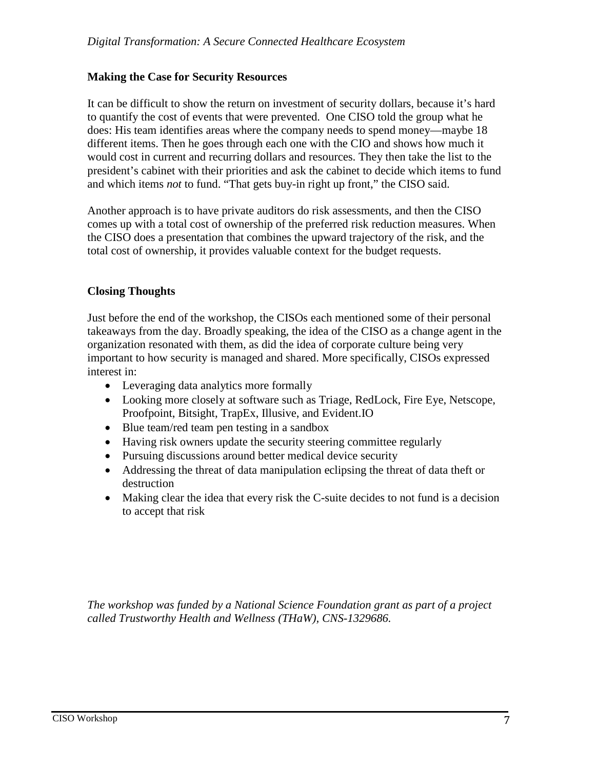## Making the Case for Security Resources

It can be difficult to show the return on investment of security dollars, because it's hard to quantify the cost of events that were prevented. One CISO told the group what he does: His team identifies areas where the company needs to spend money—maybe 18 different items. Then he goes through each one with the CIO and shows how much it would cost in current and recurring dollars and resources. They then take the list to the president's cabinet with their priorities and ask the cabinet to decide which items to fund and which items *not* to fund. "That gets buy-in right up front," the CISO said.

Another approach is to have private auditors do risk assessments, and then the CISO comes up with a total cost of ownership of the preferred risk reduction measures. When the CISO does a presentation that combines the upward trajectory of the risk, and the total cost of ownership, it provides valuable context for the budget requests.

## Closing Thoughts

Just before the end of the workshop, the CISOs each mentioned some of their personal takeaways from the day. Broadly speaking, the idea of the CISO as a change agent in the organization resonated with them, as did the idea of corporate culture being very important to how security is managed and shared. More specifically, CISOs expressed interest in:

- Leveraging data analytics more formally
- Looking more closely at software such as Triage, RedLock, Fire Eye, Netscope, Proofpoint, Bitsight, TrapEx, Illusive, and Evident.IO
- Blue team/red team pen testing in a sandbox
- Having risk owners update the security steering committee regularly
- Pursuing discussions around better medical device security
- Addressing the threat of data manipulation eclipsing the threat of data theft or destruction
- Making clear the idea that every risk the C-suite decides to not fund is a decision to accept that risk

*The workshop was funded by a National Science Foundation grant as part of a project called Trustworthy Health and Wellness (THaW), CNS-1329686.*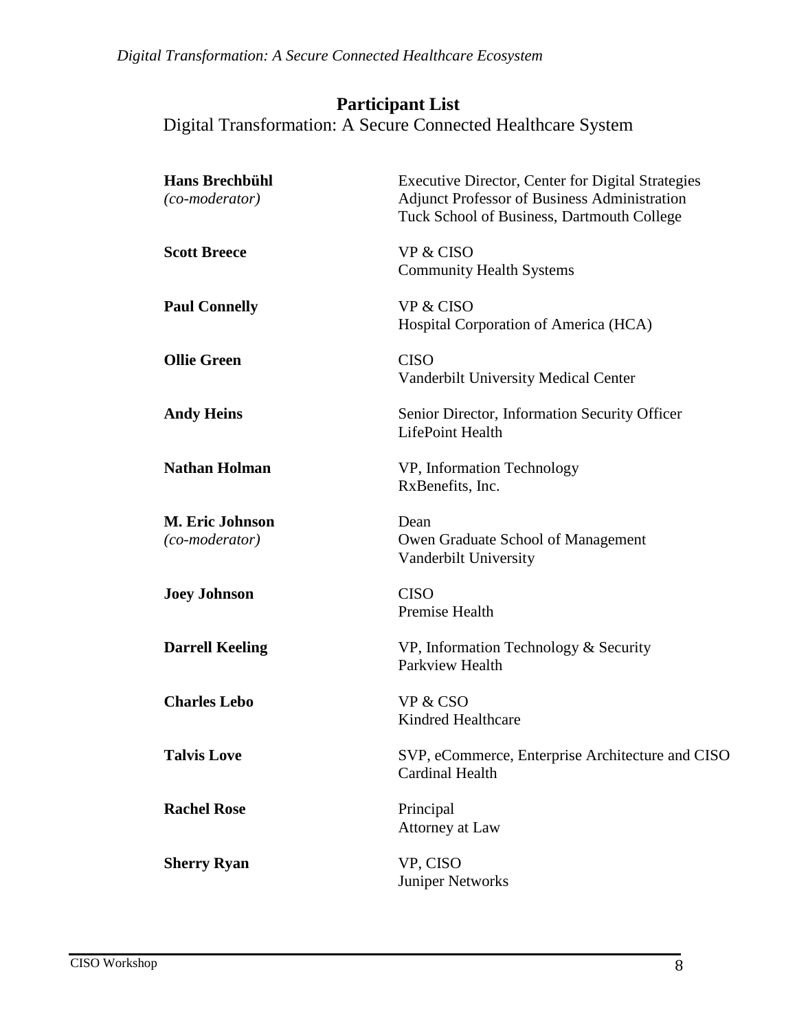## Participant List

Digital Transformation: A Secure Connected Healthcare System

| | |
|---|---|
| **Hans Brechbühl** *(co-moderator)* | Executive Director, Center for Digital Strategies<br>Adjunct Professor of Business Administration<br>Tuck School of Business, Dartmouth College |
| **Scott Breece** | VP & CISO<br>Community Health Systems |
| **Paul Connelly** | VP & CISO<br>Hospital Corporation of America (HCA) |
| **Ollie Green** | CISO<br>Vanderbilt University Medical Center |
| **Andy Heins** | Senior Director, Information Security Officer<br>LifePoint Health |
| **Nathan Holman** | VP, Information Technology<br>RxBenefits, Inc. |
| **M. Eric Johnson** *(co-moderator)* | Dean<br>Owen Graduate School of Management<br>Vanderbilt University |
| **Joey Johnson** | CISO<br>Premise Health |
| **Darrell Keeling** | VP, Information Technology & Security<br>Parkview Health |
| **Charles Lebo** | VP & CSO<br>Kindred Healthcare |
| **Talvis Love** | SVP, eCommerce, Enterprise Architecture and CISO<br>Cardinal Health |
| **Rachel Rose** | Principal<br>Attorney at Law |
| **Sherry Ryan** | VP, CISO<br>Juniper Networks |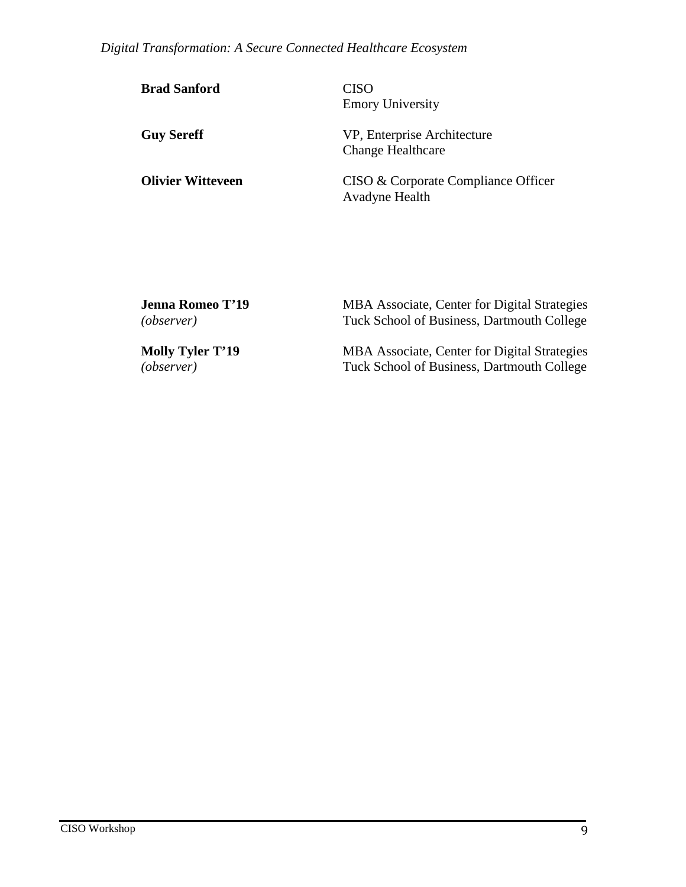**Brad Sanford** CISO
Emory University

**Guy Sereff** VP, Enterprise Architecture
Change Healthcare

**Olivier Witteveen** CISO & Corporate Compliance Officer
Avadyne Health

**Jenna Romeo T'19** *(observer)* MBA Associate, Center for Digital Strategies
Tuck School of Business, Dartmouth College

**Molly Tyler T'19** *(observer)* MBA Associate, Center for Digital Strategies
Tuck School of Business, Dartmouth College